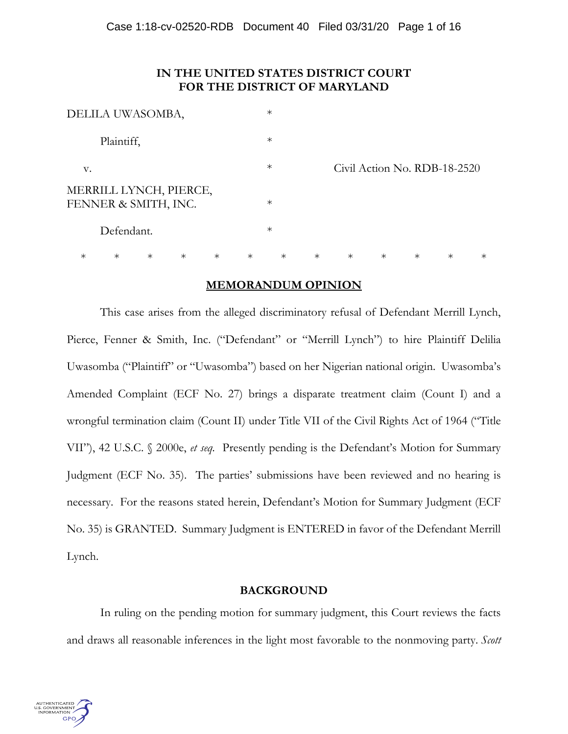**IN THE UNITED STATES DISTRICT COURT**
**FOR THE DISTRICT OF MARYLAND**

| | | |
|---|---|---|
| DELILA UWASOMBA, | * | |
| Plaintiff, | * | |
| v. | * | Civil Action No. RDB-18-2520 |
| MERRILL LYNCH, PIERCE, FENNER & SMITH, INC. | * | |
| Defendant. | * | |

\* \* \* \* \* \* \* \* \* \* \* \* \*

## MEMORANDUM OPINION

This case arises from the alleged discriminatory refusal of Defendant Merrill Lynch, Pierce, Fenner & Smith, Inc. ("Defendant" or "Merrill Lynch") to hire Plaintiff Delilia Uwasomba ("Plaintiff" or "Uwasomba") based on her Nigerian national origin. Uwasomba's Amended Complaint (ECF No. 27) brings a disparate treatment claim (Count I) and a wrongful termination claim (Count II) under Title VII of the Civil Rights Act of 1964 ("Title VII"), 42 U.S.C. § 2000e, *et seq.* Presently pending is the Defendant's Motion for Summary Judgment (ECF No. 35). The parties' submissions have been reviewed and no hearing is necessary. For the reasons stated herein, Defendant's Motion for Summary Judgment (ECF No. 35) is GRANTED. Summary Judgment is ENTERED in favor of the Defendant Merrill Lynch.

## BACKGROUND

In ruling on the pending motion for summary judgment, this Court reviews the facts and draws all reasonable inferences in the light most favorable to the nonmoving party. *Scott*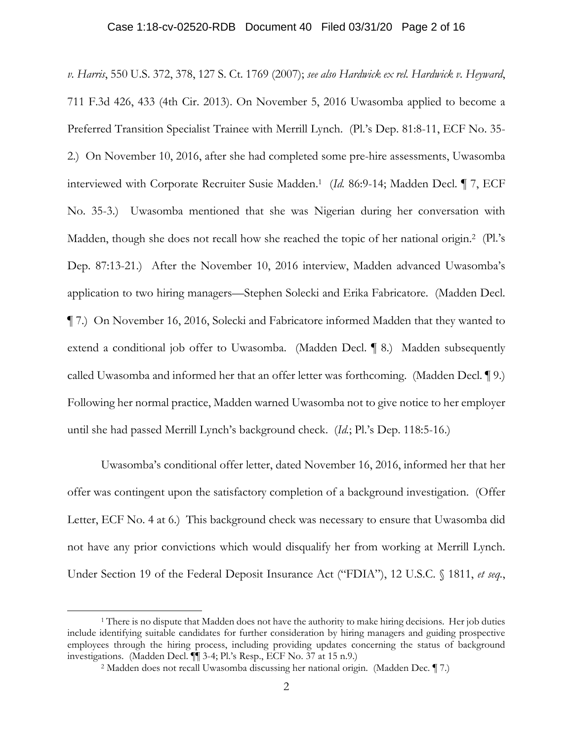*v. Harris*, 550 U.S. 372, 378, 127 S. Ct. 1769 (2007); *see also Hardwick ex rel. Hardwick v. Heyward*, 711 F.3d 426, 433 (4th Cir. 2013). On November 5, 2016 Uwasomba applied to become a Preferred Transition Specialist Trainee with Merrill Lynch. (Pl.'s Dep. 81:8-11, ECF No. 35-2.) On November 10, 2016, after she had completed some pre-hire assessments, Uwasomba interviewed with Corporate Recruiter Susie Madden.[1] (*Id.* 86:9-14; Madden Decl. ¶ 7, ECF No. 35-3.) Uwasomba mentioned that she was Nigerian during her conversation with Madden, though she does not recall how she reached the topic of her national origin.[2] (Pl.'s Dep. 87:13-21.) After the November 10, 2016 interview, Madden advanced Uwasomba's application to two hiring managers—Stephen Solecki and Erika Fabricatore. (Madden Decl. ¶ 7.) On November 16, 2016, Solecki and Fabricatore informed Madden that they wanted to extend a conditional job offer to Uwasomba. (Madden Decl. ¶ 8.) Madden subsequently called Uwasomba and informed her that an offer letter was forthcoming. (Madden Decl. ¶ 9.) Following her normal practice, Madden warned Uwasomba not to give notice to her employer until she had passed Merrill Lynch's background check. (*Id.*; Pl.'s Dep. 118:5-16.)

Uwasomba's conditional offer letter, dated November 16, 2016, informed her that her offer was contingent upon the satisfactory completion of a background investigation. (Offer Letter, ECF No. 4 at 6.) This background check was necessary to ensure that Uwasomba did not have any prior convictions which would disqualify her from working at Merrill Lynch. Under Section 19 of the Federal Deposit Insurance Act ("FDIA"), 12 U.S.C. § 1811, *et seq.*,

[1] There is no dispute that Madden does not have the authority to make hiring decisions. Her job duties include identifying suitable candidates for further consideration by hiring managers and guiding prospective employees through the hiring process, including providing updates concerning the status of background investigations. (Madden Decl. ¶¶ 3-4; Pl.'s Resp., ECF No. 37 at 15 n.9.)

[2] Madden does not recall Uwasomba discussing her national origin. (Madden Dec. ¶ 7.)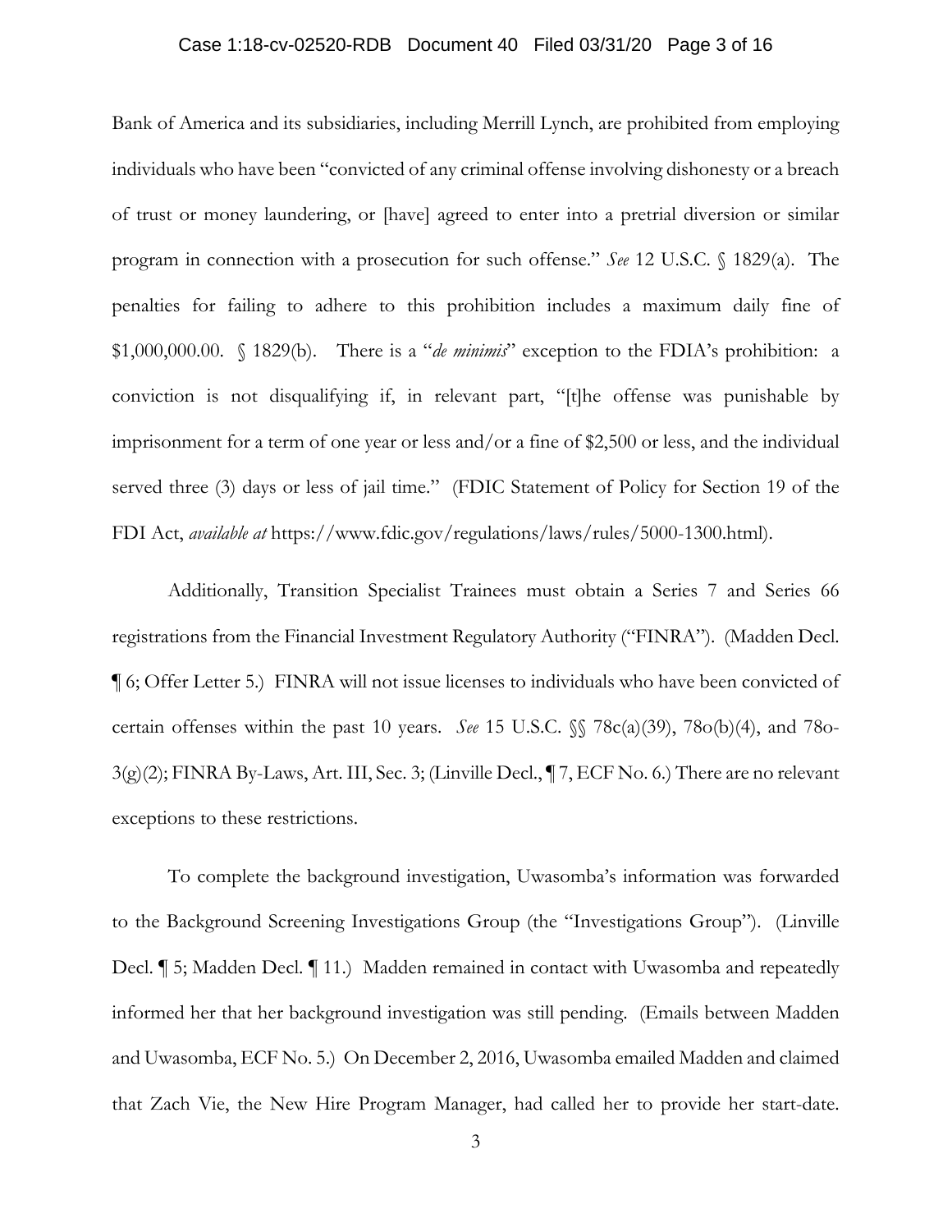Bank of America and its subsidiaries, including Merrill Lynch, are prohibited from employing individuals who have been "convicted of any criminal offense involving dishonesty or a breach of trust or money laundering, or [have] agreed to enter into a pretrial diversion or similar program in connection with a prosecution for such offense." *See* 12 U.S.C. § 1829(a). The penalties for failing to adhere to this prohibition includes a maximum daily fine of $1,000,000.00. § 1829(b). There is a "*de minimis*" exception to the FDIA's prohibition: a conviction is not disqualifying if, in relevant part, "[t]he offense was punishable by imprisonment for a term of one year or less and/or a fine of $2,500 or less, and the individual served three (3) days or less of jail time." (FDIC Statement of Policy for Section 19 of the FDI Act, *available at* https://www.fdic.gov/regulations/laws/rules/5000-1300.html).

Additionally, Transition Specialist Trainees must obtain a Series 7 and Series 66 registrations from the Financial Investment Regulatory Authority ("FINRA"). (Madden Decl. ¶ 6; Offer Letter 5.) FINRA will not issue licenses to individuals who have been convicted of certain offenses within the past 10 years. *See* 15 U.S.C. §§ 78c(a)(39), 78o(b)(4), and 78o-3(g)(2); FINRA By-Laws, Art. III, Sec. 3; (Linville Decl., ¶ 7, ECF No. 6.) There are no relevant exceptions to these restrictions.

To complete the background investigation, Uwasomba's information was forwarded to the Background Screening Investigations Group (the "Investigations Group"). (Linville Decl. ¶ 5; Madden Decl. ¶ 11.) Madden remained in contact with Uwasomba and repeatedly informed her that her background investigation was still pending. (Emails between Madden and Uwasomba, ECF No. 5.) On December 2, 2016, Uwasomba emailed Madden and claimed that Zach Vie, the New Hire Program Manager, had called her to provide her start-date.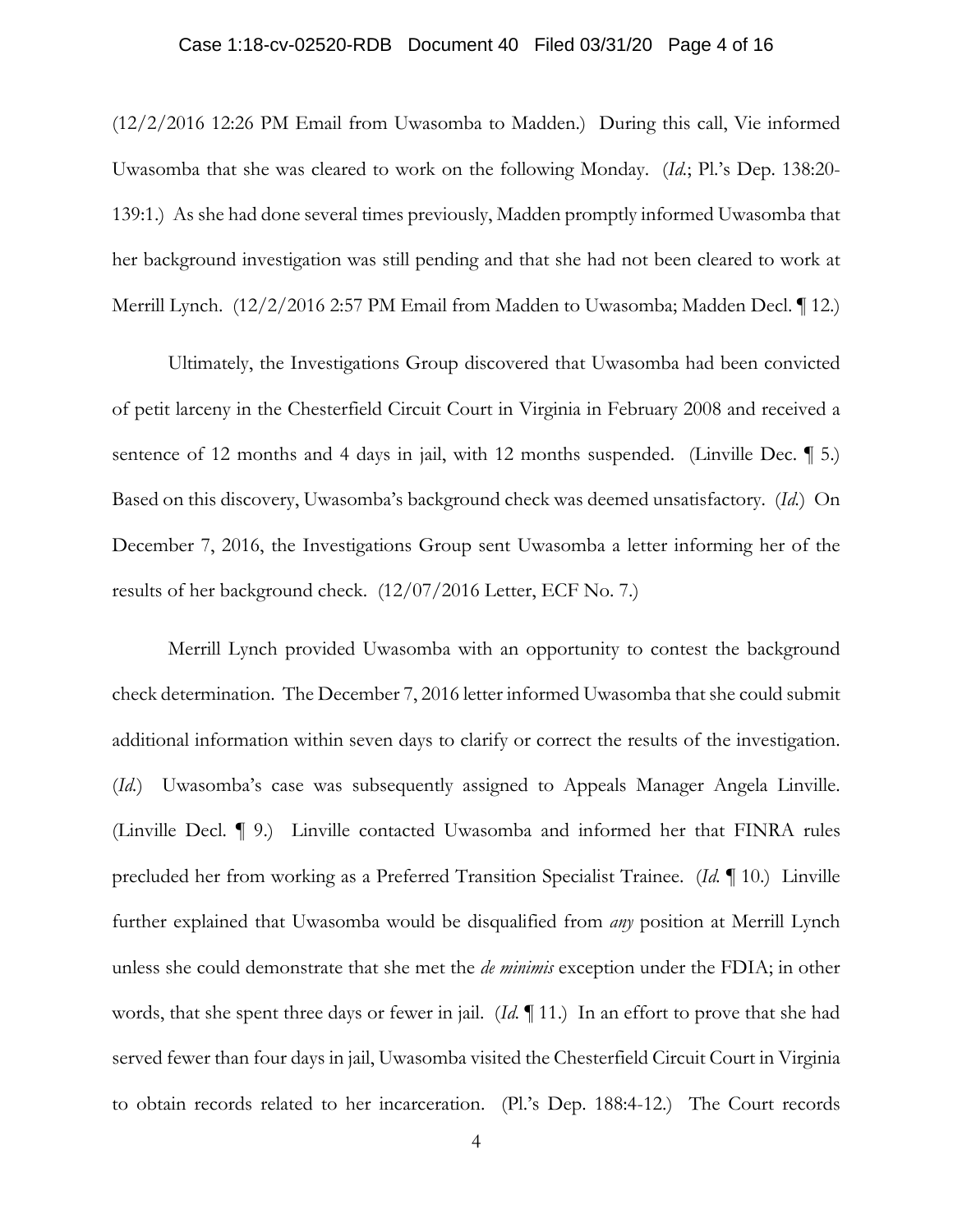(12/2/2016 12:26 PM Email from Uwasomba to Madden.) During this call, Vie informed Uwasomba that she was cleared to work on the following Monday. (*Id.*; Pl.'s Dep. 138:20-139:1.) As she had done several times previously, Madden promptly informed Uwasomba that her background investigation was still pending and that she had not been cleared to work at Merrill Lynch. (12/2/2016 2:57 PM Email from Madden to Uwasomba; Madden Decl. ¶ 12.)

Ultimately, the Investigations Group discovered that Uwasomba had been convicted of petit larceny in the Chesterfield Circuit Court in Virginia in February 2008 and received a sentence of 12 months and 4 days in jail, with 12 months suspended. (Linville Dec. ¶ 5.) Based on this discovery, Uwasomba's background check was deemed unsatisfactory. (*Id.*) On December 7, 2016, the Investigations Group sent Uwasomba a letter informing her of the results of her background check. (12/07/2016 Letter, ECF No. 7.)

Merrill Lynch provided Uwasomba with an opportunity to contest the background check determination. The December 7, 2016 letter informed Uwasomba that she could submit additional information within seven days to clarify or correct the results of the investigation. (*Id.*) Uwasomba's case was subsequently assigned to Appeals Manager Angela Linville. (Linville Decl. ¶ 9.) Linville contacted Uwasomba and informed her that FINRA rules precluded her from working as a Preferred Transition Specialist Trainee. (*Id.* ¶ 10.) Linville further explained that Uwasomba would be disqualified from *any* position at Merrill Lynch unless she could demonstrate that she met the *de minimis* exception under the FDIA; in other words, that she spent three days or fewer in jail. (*Id.* ¶ 11.) In an effort to prove that she had served fewer than four days in jail, Uwasomba visited the Chesterfield Circuit Court in Virginia to obtain records related to her incarceration. (Pl.'s Dep. 188:4-12.) The Court records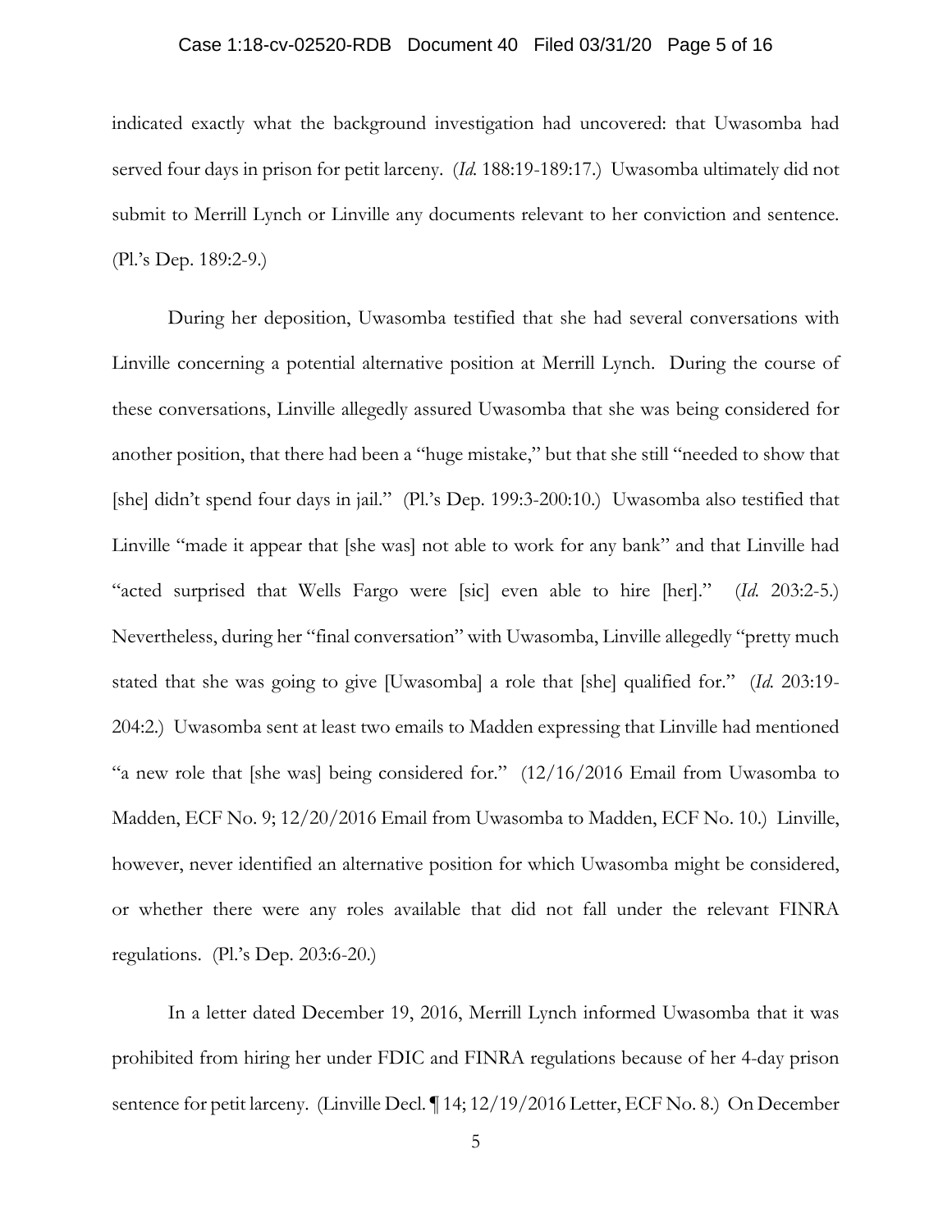indicated exactly what the background investigation had uncovered: that Uwasomba had served four days in prison for petit larceny. (*Id.* 188:19-189:17.) Uwasomba ultimately did not submit to Merrill Lynch or Linville any documents relevant to her conviction and sentence. (Pl.'s Dep. 189:2-9.)

During her deposition, Uwasomba testified that she had several conversations with Linville concerning a potential alternative position at Merrill Lynch. During the course of these conversations, Linville allegedly assured Uwasomba that she was being considered for another position, that there had been a "huge mistake," but that she still "needed to show that [she] didn't spend four days in jail." (Pl.'s Dep. 199:3-200:10.) Uwasomba also testified that Linville "made it appear that [she was] not able to work for any bank" and that Linville had "acted surprised that Wells Fargo were [sic] even able to hire [her]." (*Id.* 203:2-5.) Nevertheless, during her "final conversation" with Uwasomba, Linville allegedly "pretty much stated that she was going to give [Uwasomba] a role that [she] qualified for." (*Id.* 203:19-204:2.) Uwasomba sent at least two emails to Madden expressing that Linville had mentioned "a new role that [she was] being considered for." (12/16/2016 Email from Uwasomba to Madden, ECF No. 9; 12/20/2016 Email from Uwasomba to Madden, ECF No. 10.) Linville, however, never identified an alternative position for which Uwasomba might be considered, or whether there were any roles available that did not fall under the relevant FINRA regulations. (Pl.'s Dep. 203:6-20.)

In a letter dated December 19, 2016, Merrill Lynch informed Uwasomba that it was prohibited from hiring her under FDIC and FINRA regulations because of her 4-day prison sentence for petit larceny. (Linville Decl. ¶ 14; 12/19/2016 Letter, ECF No. 8.) On December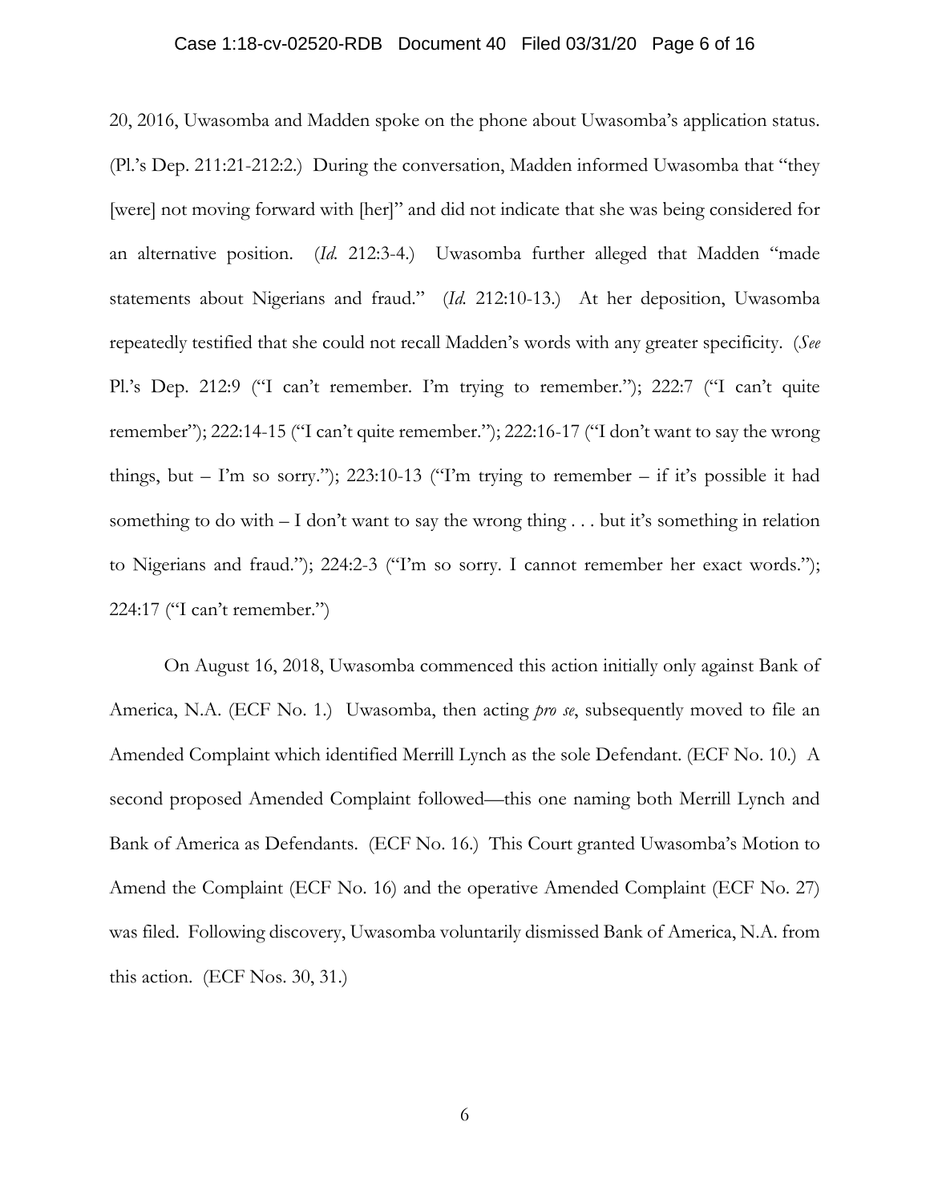20, 2016, Uwasomba and Madden spoke on the phone about Uwasomba's application status. (Pl.'s Dep. 211:21-212:2.) During the conversation, Madden informed Uwasomba that "they [were] not moving forward with [her]" and did not indicate that she was being considered for an alternative position. (*Id.* 212:3-4.) Uwasomba further alleged that Madden "made statements about Nigerians and fraud." (*Id.* 212:10-13.) At her deposition, Uwasomba repeatedly testified that she could not recall Madden's words with any greater specificity. (*See* Pl.'s Dep. 212:9 ("I can't remember. I'm trying to remember."); 222:7 ("I can't quite remember"); 222:14-15 ("I can't quite remember."); 222:16-17 ("I don't want to say the wrong things, but – I'm so sorry."); 223:10-13 ("I'm trying to remember – if it's possible it had something to do with – I don't want to say the wrong thing . . . but it's something in relation to Nigerians and fraud."); 224:2-3 ("I'm so sorry. I cannot remember her exact words."); 224:17 ("I can't remember.")

On August 16, 2018, Uwasomba commenced this action initially only against Bank of America, N.A. (ECF No. 1.) Uwasomba, then acting *pro se*, subsequently moved to file an Amended Complaint which identified Merrill Lynch as the sole Defendant. (ECF No. 10.) A second proposed Amended Complaint followed—this one naming both Merrill Lynch and Bank of America as Defendants. (ECF No. 16.) This Court granted Uwasomba's Motion to Amend the Complaint (ECF No. 16) and the operative Amended Complaint (ECF No. 27) was filed. Following discovery, Uwasomba voluntarily dismissed Bank of America, N.A. from this action. (ECF Nos. 30, 31.)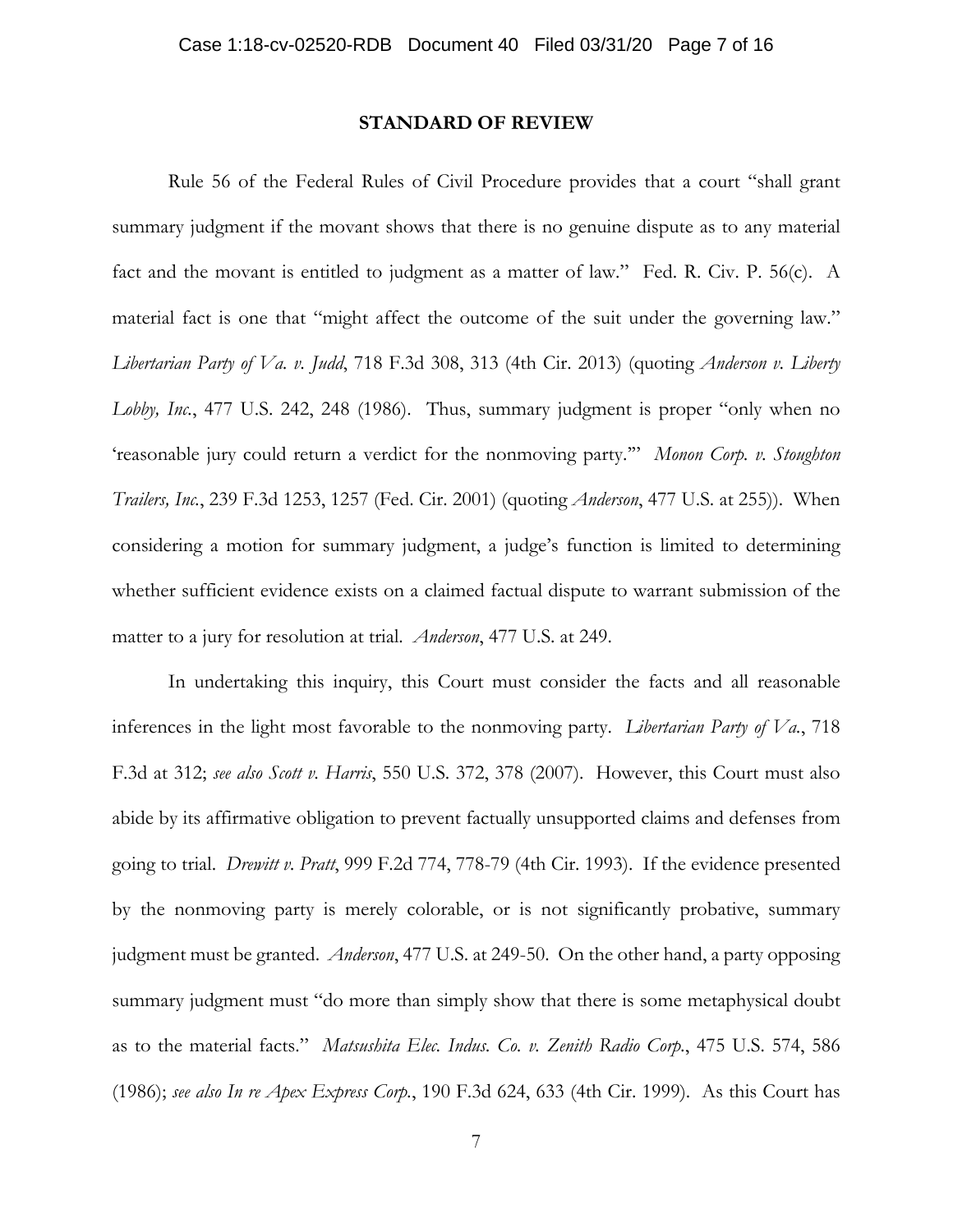## STANDARD OF REVIEW

Rule 56 of the Federal Rules of Civil Procedure provides that a court "shall grant summary judgment if the movant shows that there is no genuine dispute as to any material fact and the movant is entitled to judgment as a matter of law." Fed. R. Civ. P. 56(c). A material fact is one that "might affect the outcome of the suit under the governing law." *Libertarian Party of Va. v. Judd*, 718 F.3d 308, 313 (4th Cir. 2013) (quoting *Anderson v. Liberty Lobby, Inc.*, 477 U.S. 242, 248 (1986). Thus, summary judgment is proper "only when no 'reasonable jury could return a verdict for the nonmoving party.'" *Monon Corp. v. Stoughton Trailers, Inc.*, 239 F.3d 1253, 1257 (Fed. Cir. 2001) (quoting *Anderson*, 477 U.S. at 255)). When considering a motion for summary judgment, a judge's function is limited to determining whether sufficient evidence exists on a claimed factual dispute to warrant submission of the matter to a jury for resolution at trial. *Anderson*, 477 U.S. at 249.

In undertaking this inquiry, this Court must consider the facts and all reasonable inferences in the light most favorable to the nonmoving party. *Libertarian Party of Va.*, 718 F.3d at 312; *see also Scott v. Harris*, 550 U.S. 372, 378 (2007). However, this Court must also abide by its affirmative obligation to prevent factually unsupported claims and defenses from going to trial. *Drewitt v. Pratt*, 999 F.2d 774, 778-79 (4th Cir. 1993). If the evidence presented by the nonmoving party is merely colorable, or is not significantly probative, summary judgment must be granted. *Anderson*, 477 U.S. at 249-50. On the other hand, a party opposing summary judgment must "do more than simply show that there is some metaphysical doubt as to the material facts." *Matsushita Elec. Indus. Co. v. Zenith Radio Corp.*, 475 U.S. 574, 586 (1986); *see also In re Apex Express Corp.*, 190 F.3d 624, 633 (4th Cir. 1999). As this Court has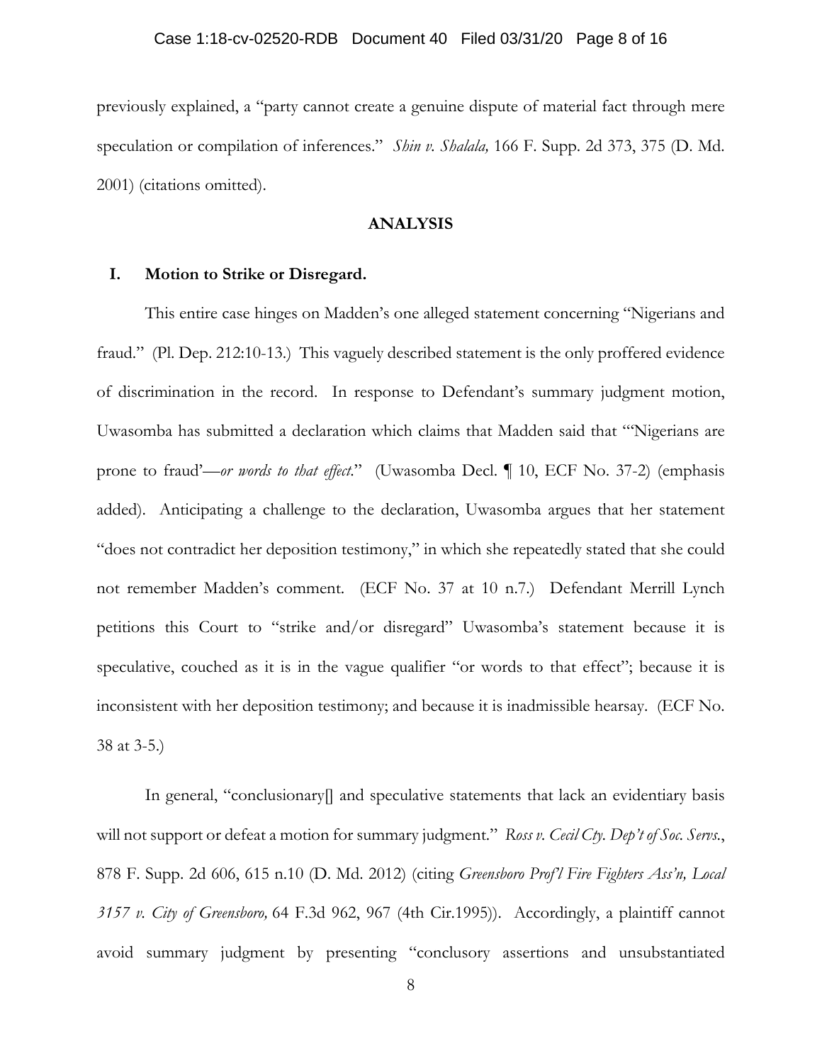previously explained, a "party cannot create a genuine dispute of material fact through mere speculation or compilation of inferences." *Shin v. Shalala,* 166 F. Supp. 2d 373, 375 (D. Md. 2001) (citations omitted).

## ANALYSIS

### I. Motion to Strike or Disregard.

This entire case hinges on Madden's one alleged statement concerning "Nigerians and fraud." (Pl. Dep. 212:10-13.) This vaguely described statement is the only proffered evidence of discrimination in the record. In response to Defendant's summary judgment motion, Uwasomba has submitted a declaration which claims that Madden said that "'Nigerians are prone to fraud'—*or words to that effect*." (Uwasomba Decl. ¶ 10, ECF No. 37-2) (emphasis added). Anticipating a challenge to the declaration, Uwasomba argues that her statement "does not contradict her deposition testimony," in which she repeatedly stated that she could not remember Madden's comment. (ECF No. 37 at 10 n.7.) Defendant Merrill Lynch petitions this Court to "strike and/or disregard" Uwasomba's statement because it is speculative, couched as it is in the vague qualifier "or words to that effect"; because it is inconsistent with her deposition testimony; and because it is inadmissible hearsay. (ECF No. 38 at 3-5.)

In general, "conclusionary[] and speculative statements that lack an evidentiary basis will not support or defeat a motion for summary judgment." *Ross v. Cecil Cty. Dep't of Soc. Servs.*, 878 F. Supp. 2d 606, 615 n.10 (D. Md. 2012) (citing *Greensboro Prof'l Fire Fighters Ass'n, Local 3157 v. City of Greensboro,* 64 F.3d 962, 967 (4th Cir.1995)). Accordingly, a plaintiff cannot avoid summary judgment by presenting "conclusory assertions and unsubstantiated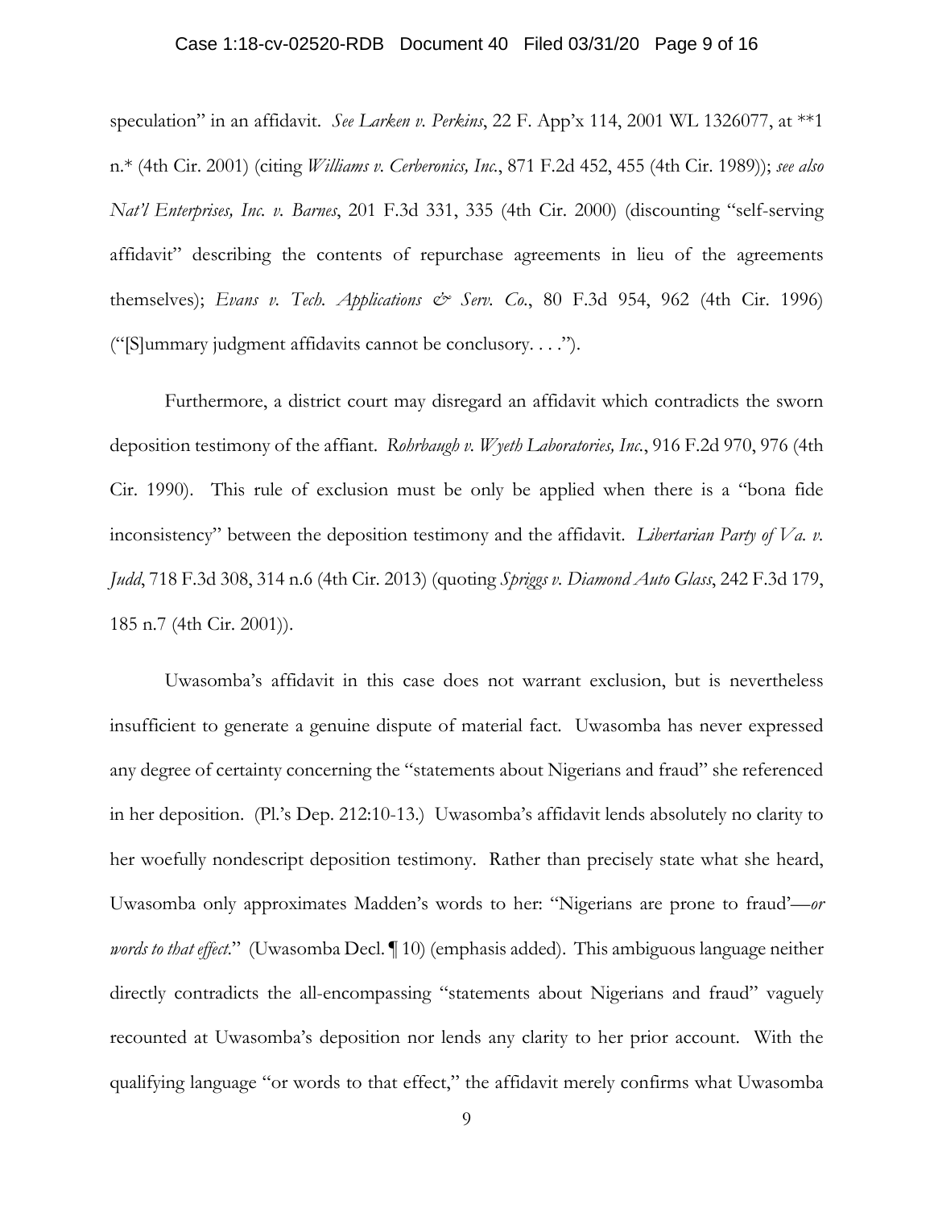speculation" in an affidavit. *See Larken v. Perkins*, 22 F. App'x 114, 2001 WL 1326077, at **1 n.* (4th Cir. 2001) (citing *Williams v. Cerberonics, Inc.*, 871 F.2d 452, 455 (4th Cir. 1989)); *see also Nat'l Enterprises, Inc. v. Barnes*, 201 F.3d 331, 335 (4th Cir. 2000) (discounting "self-serving affidavit" describing the contents of repurchase agreements in lieu of the agreements themselves); *Evans v. Tech. Applications & Serv. Co.*, 80 F.3d 954, 962 (4th Cir. 1996) ("[S]ummary judgment affidavits cannot be conclusory. . . .").

Furthermore, a district court may disregard an affidavit which contradicts the sworn deposition testimony of the affiant. *Rohrbaugh v. Wyeth Laboratories, Inc.*, 916 F.2d 970, 976 (4th Cir. 1990). This rule of exclusion must be only be applied when there is a "bona fide inconsistency" between the deposition testimony and the affidavit. *Libertarian Party of Va. v. Judd*, 718 F.3d 308, 314 n.6 (4th Cir. 2013) (quoting *Spriggs v. Diamond Auto Glass*, 242 F.3d 179, 185 n.7 (4th Cir. 2001)).

Uwasomba's affidavit in this case does not warrant exclusion, but is nevertheless insufficient to generate a genuine dispute of material fact. Uwasomba has never expressed any degree of certainty concerning the "statements about Nigerians and fraud" she referenced in her deposition. (Pl.'s Dep. 212:10-13.) Uwasomba's affidavit lends absolutely no clarity to her woefully nondescript deposition testimony. Rather than precisely state what she heard, Uwasomba only approximates Madden's words to her: "Nigerians are prone to fraud'—*or words to that effect*." (Uwasomba Decl. ¶ 10) (emphasis added). This ambiguous language neither directly contradicts the all-encompassing "statements about Nigerians and fraud" vaguely recounted at Uwasomba's deposition nor lends any clarity to her prior account. With the qualifying language "or words to that effect," the affidavit merely confirms what Uwasomba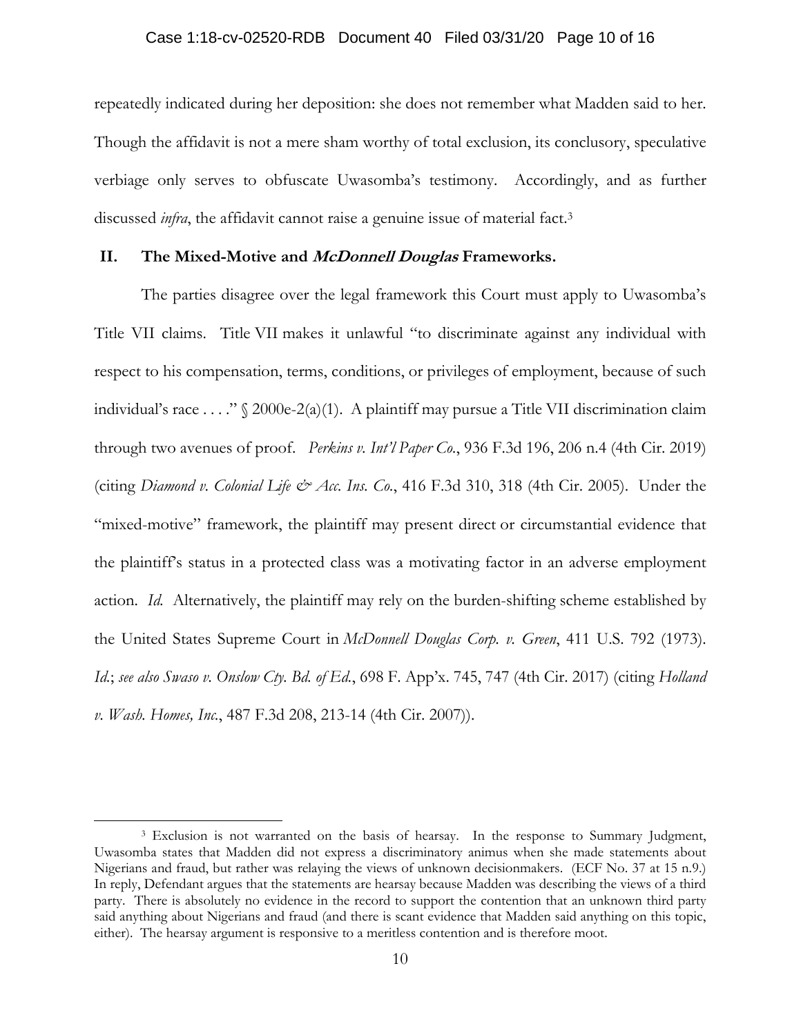repeatedly indicated during her deposition: she does not remember what Madden said to her. Though the affidavit is not a mere sham worthy of total exclusion, its conclusory, speculative verbiage only serves to obfuscate Uwasomba's testimony. Accordingly, and as further discussed *infra*, the affidavit cannot raise a genuine issue of material fact.[3]

## II. The Mixed-Motive and *McDonnell Douglas* Frameworks.

The parties disagree over the legal framework this Court must apply to Uwasomba's Title VII claims. Title VII makes it unlawful "to discriminate against any individual with respect to his compensation, terms, conditions, or privileges of employment, because of such individual's race . . . ." § 2000e-2(a)(1). A plaintiff may pursue a Title VII discrimination claim through two avenues of proof. *Perkins v. Int'l Paper Co.*, 936 F.3d 196, 206 n.4 (4th Cir. 2019) (citing *Diamond v. Colonial Life & Acc. Ins. Co.*, 416 F.3d 310, 318 (4th Cir. 2005). Under the "mixed-motive" framework, the plaintiff may present direct or circumstantial evidence that the plaintiff's status in a protected class was a motivating factor in an adverse employment action. *Id.* Alternatively, the plaintiff may rely on the burden-shifting scheme established by the United States Supreme Court in *McDonnell Douglas Corp. v. Green*, 411 U.S. 792 (1973). *Id.*; *see also Swaso v. Onslow Cty. Bd. of Ed.*, 698 F. App'x. 745, 747 (4th Cir. 2017) (citing *Holland v. Wash. Homes, Inc.*, 487 F.3d 208, 213-14 (4th Cir. 2007)).

---

[3] Exclusion is not warranted on the basis of hearsay. In the response to Summary Judgment, Uwasomba states that Madden did not express a discriminatory animus when she made statements about Nigerians and fraud, but rather was relaying the views of unknown decisionmakers. (ECF No. 37 at 15 n.9.) In reply, Defendant argues that the statements are hearsay because Madden was describing the views of a third party. There is absolutely no evidence in the record to support the contention that an unknown third party said anything about Nigerians and fraud (and there is scant evidence that Madden said anything on this topic, either). The hearsay argument is responsive to a meritless contention and is therefore moot.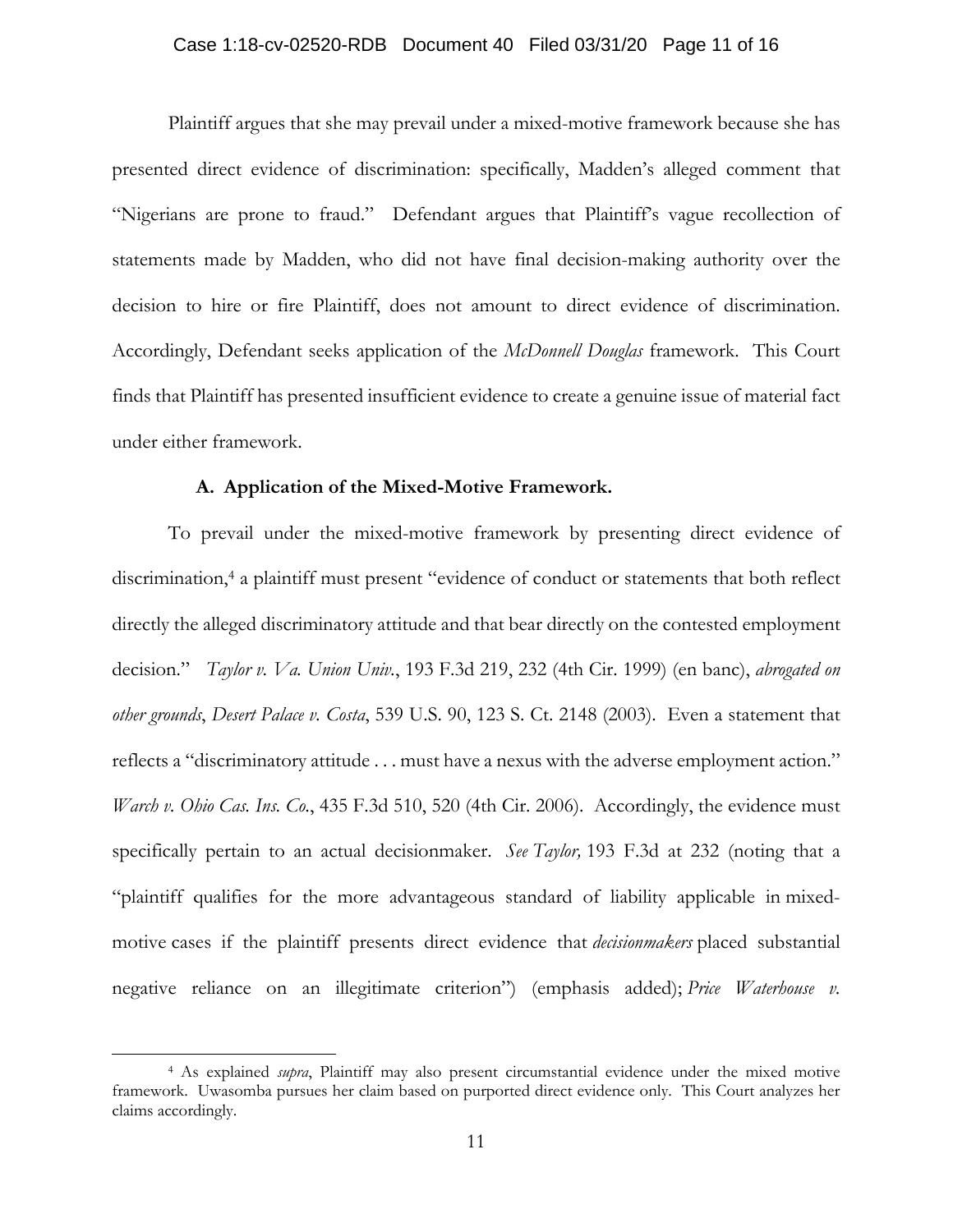Plaintiff argues that she may prevail under a mixed-motive framework because she has presented direct evidence of discrimination: specifically, Madden's alleged comment that "Nigerians are prone to fraud." Defendant argues that Plaintiff's vague recollection of statements made by Madden, who did not have final decision-making authority over the decision to hire or fire Plaintiff, does not amount to direct evidence of discrimination. Accordingly, Defendant seeks application of the *McDonnell Douglas* framework. This Court finds that Plaintiff has presented insufficient evidence to create a genuine issue of material fact under either framework.

**A. Application of the Mixed-Motive Framework.**

To prevail under the mixed-motive framework by presenting direct evidence of discrimination,[4] a plaintiff must present "evidence of conduct or statements that both reflect directly the alleged discriminatory attitude and that bear directly on the contested employment decision." *Taylor v. Va. Union Univ.*, 193 F.3d 219, 232 (4th Cir. 1999) (en banc), *abrogated on other grounds*, *Desert Palace v. Costa*, 539 U.S. 90, 123 S. Ct. 2148 (2003). Even a statement that reflects a "discriminatory attitude . . . must have a nexus with the adverse employment action." *Warch v. Ohio Cas. Ins. Co.*, 435 F.3d 510, 520 (4th Cir. 2006). Accordingly, the evidence must specifically pertain to an actual decisionmaker. *See Taylor,* 193 F.3d at 232 (noting that a "plaintiff qualifies for the more advantageous standard of liability applicable in mixed-motive cases if the plaintiff presents direct evidence that *decisionmakers* placed substantial negative reliance on an illegitimate criterion") (emphasis added); *Price Waterhouse v.*

[4] As explained *supra*, Plaintiff may also present circumstantial evidence under the mixed motive framework. Uwasomba pursues her claim based on purported direct evidence only. This Court analyzes her claims accordingly.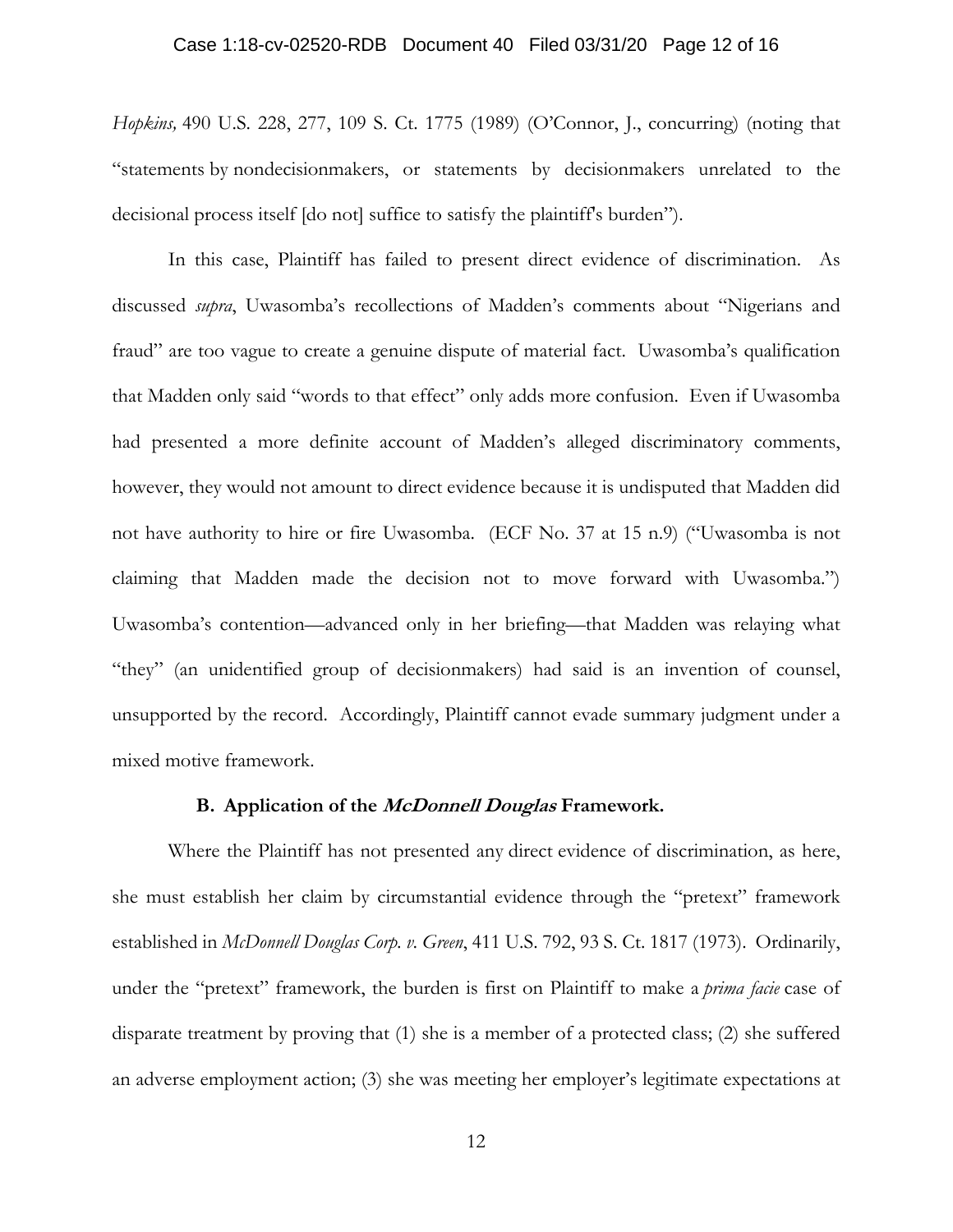*Hopkins,* 490 U.S. 228, 277, 109 S. Ct. 1775 (1989) (O'Connor, J., concurring) (noting that "statements by nondecisionmakers, or statements by decisionmakers unrelated to the decisional process itself [do not] suffice to satisfy the plaintiff's burden").

In this case, Plaintiff has failed to present direct evidence of discrimination. As discussed *supra*, Uwasomba's recollections of Madden's comments about "Nigerians and fraud" are too vague to create a genuine dispute of material fact. Uwasomba's qualification that Madden only said "words to that effect" only adds more confusion. Even if Uwasomba had presented a more definite account of Madden's alleged discriminatory comments, however, they would not amount to direct evidence because it is undisputed that Madden did not have authority to hire or fire Uwasomba. (ECF No. 37 at 15 n.9) ("Uwasomba is not claiming that Madden made the decision not to move forward with Uwasomba.") Uwasomba's contention—advanced only in her briefing—that Madden was relaying what "they" (an unidentified group of decisionmakers) had said is an invention of counsel, unsupported by the record. Accordingly, Plaintiff cannot evade summary judgment under a mixed motive framework.

### B. Application of the *McDonnell Douglas* Framework.

Where the Plaintiff has not presented any direct evidence of discrimination, as here, she must establish her claim by circumstantial evidence through the "pretext" framework established in *McDonnell Douglas Corp. v. Green*, 411 U.S. 792, 93 S. Ct. 1817 (1973). Ordinarily, under the "pretext" framework, the burden is first on Plaintiff to make a *prima facie* case of disparate treatment by proving that (1) she is a member of a protected class; (2) she suffered an adverse employment action; (3) she was meeting her employer's legitimate expectations at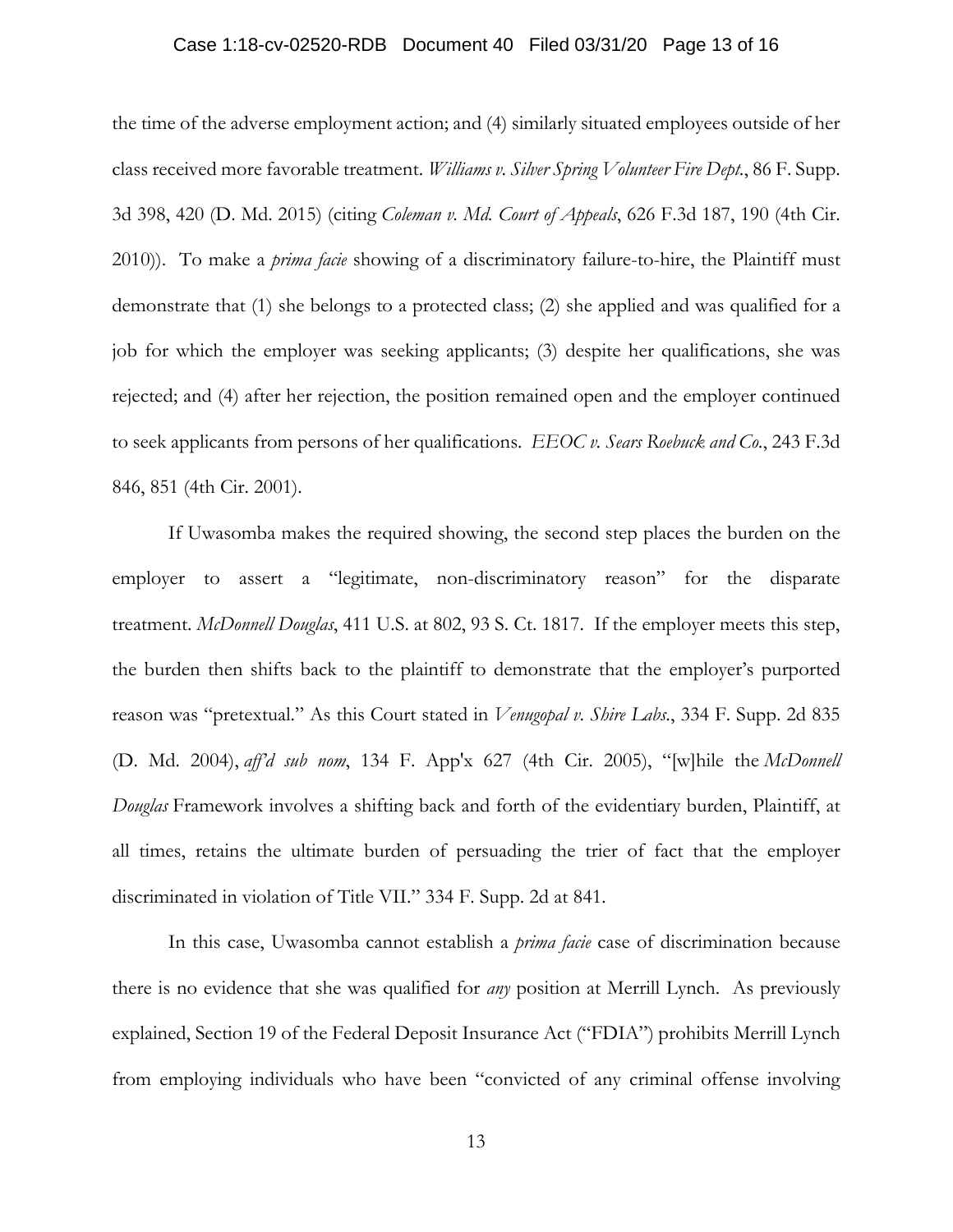the time of the adverse employment action; and (4) similarly situated employees outside of her class received more favorable treatment. *Williams v. Silver Spring Volunteer Fire Dept.*, 86 F. Supp. 3d 398, 420 (D. Md. 2015) (citing *Coleman v. Md. Court of Appeals*, 626 F.3d 187, 190 (4th Cir. 2010)). To make a *prima facie* showing of a discriminatory failure-to-hire, the Plaintiff must demonstrate that (1) she belongs to a protected class; (2) she applied and was qualified for a job for which the employer was seeking applicants; (3) despite her qualifications, she was rejected; and (4) after her rejection, the position remained open and the employer continued to seek applicants from persons of her qualifications. *EEOC v. Sears Roebuck and Co.*, 243 F.3d 846, 851 (4th Cir. 2001).

If Uwasomba makes the required showing, the second step places the burden on the employer to assert a "legitimate, non-discriminatory reason" for the disparate treatment. *McDonnell Douglas*, 411 U.S. at 802, 93 S. Ct. 1817. If the employer meets this step, the burden then shifts back to the plaintiff to demonstrate that the employer's purported reason was "pretextual." As this Court stated in *Venugopal v. Shire Labs.*, 334 F. Supp. 2d 835 (D. Md. 2004), *aff'd sub nom*, 134 F. App'x 627 (4th Cir. 2005), "[w]hile the *McDonnell Douglas* Framework involves a shifting back and forth of the evidentiary burden, Plaintiff, at all times, retains the ultimate burden of persuading the trier of fact that the employer discriminated in violation of Title VII." 334 F. Supp. 2d at 841.

In this case, Uwasomba cannot establish a *prima facie* case of discrimination because there is no evidence that she was qualified for *any* position at Merrill Lynch. As previously explained, Section 19 of the Federal Deposit Insurance Act ("FDIA") prohibits Merrill Lynch from employing individuals who have been "convicted of any criminal offense involving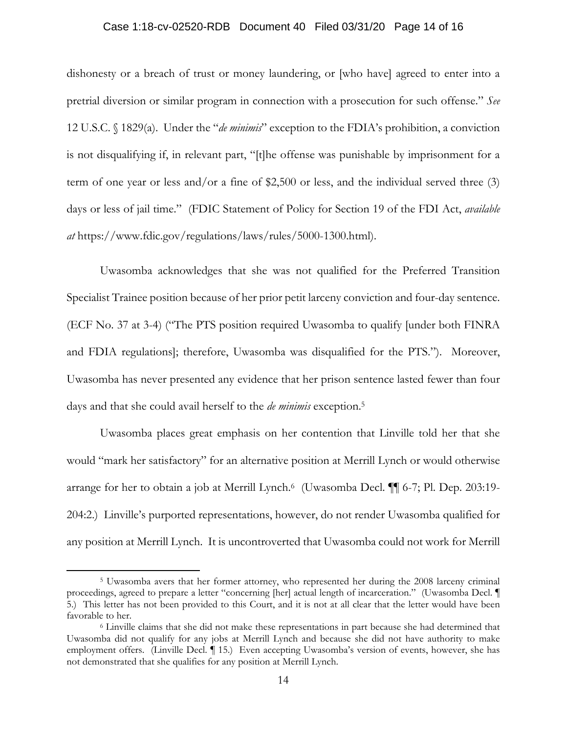dishonesty or a breach of trust or money laundering, or [who have] agreed to enter into a pretrial diversion or similar program in connection with a prosecution for such offense." *See* 12 U.S.C. § 1829(a). Under the "*de minimis*" exception to the FDIA's prohibition, a conviction is not disqualifying if, in relevant part, "[t]he offense was punishable by imprisonment for a term of one year or less and/or a fine of $2,500 or less, and the individual served three (3) days or less of jail time." (FDIC Statement of Policy for Section 19 of the FDI Act, *available at* https://www.fdic.gov/regulations/laws/rules/5000-1300.html).

Uwasomba acknowledges that she was not qualified for the Preferred Transition Specialist Trainee position because of her prior petit larceny conviction and four-day sentence. (ECF No. 37 at 3-4) ("The PTS position required Uwasomba to qualify [under both FINRA and FDIA regulations]; therefore, Uwasomba was disqualified for the PTS."). Moreover, Uwasomba has never presented any evidence that her prison sentence lasted fewer than four days and that she could avail herself to the *de minimis* exception.[5]

Uwasomba places great emphasis on her contention that Linville told her that she would "mark her satisfactory" for an alternative position at Merrill Lynch or would otherwise arrange for her to obtain a job at Merrill Lynch.[6] (Uwasomba Decl. ¶¶ 6-7; Pl. Dep. 203:19-204:2.) Linville's purported representations, however, do not render Uwasomba qualified for any position at Merrill Lynch. It is uncontroverted that Uwasomba could not work for Merrill

---

[5] Uwasomba avers that her former attorney, who represented her during the 2008 larceny criminal proceedings, agreed to prepare a letter "concerning [her] actual length of incarceration." (Uwasomba Decl. ¶ 5.) This letter has not been provided to this Court, and it is not at all clear that the letter would have been favorable to her.

[6] Linville claims that she did not make these representations in part because she had determined that Uwasomba did not qualify for any jobs at Merrill Lynch and because she did not have authority to make employment offers. (Linville Decl. ¶ 15.) Even accepting Uwasomba's version of events, however, she has not demonstrated that she qualifies for any position at Merrill Lynch.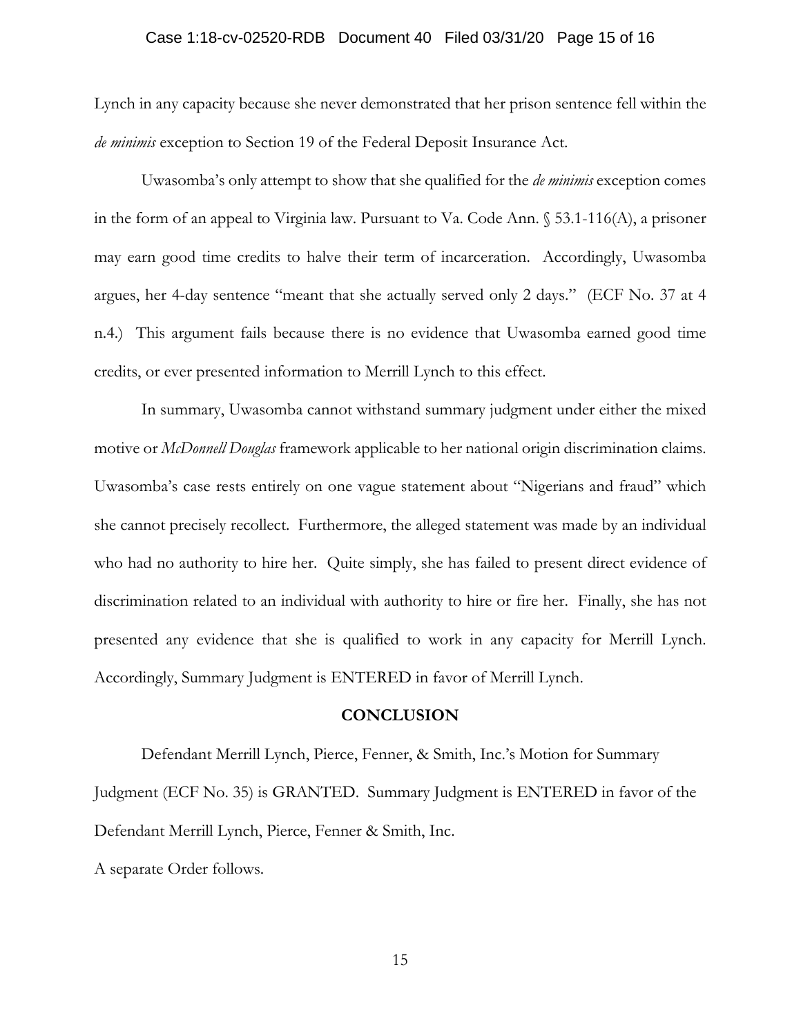Lynch in any capacity because she never demonstrated that her prison sentence fell within the *de minimis* exception to Section 19 of the Federal Deposit Insurance Act.

Uwasomba's only attempt to show that she qualified for the *de minimis* exception comes in the form of an appeal to Virginia law. Pursuant to Va. Code Ann. § 53.1-116(A), a prisoner may earn good time credits to halve their term of incarceration. Accordingly, Uwasomba argues, her 4-day sentence "meant that she actually served only 2 days." (ECF No. 37 at 4 n.4.) This argument fails because there is no evidence that Uwasomba earned good time credits, or ever presented information to Merrill Lynch to this effect.

In summary, Uwasomba cannot withstand summary judgment under either the mixed motive or *McDonnell Douglas* framework applicable to her national origin discrimination claims. Uwasomba's case rests entirely on one vague statement about "Nigerians and fraud" which she cannot precisely recollect. Furthermore, the alleged statement was made by an individual who had no authority to hire her. Quite simply, she has failed to present direct evidence of discrimination related to an individual with authority to hire or fire her. Finally, she has not presented any evidence that she is qualified to work in any capacity for Merrill Lynch. Accordingly, Summary Judgment is ENTERED in favor of Merrill Lynch.

## CONCLUSION

Defendant Merrill Lynch, Pierce, Fenner, & Smith, Inc.'s Motion for Summary Judgment (ECF No. 35) is GRANTED. Summary Judgment is ENTERED in favor of the Defendant Merrill Lynch, Pierce, Fenner & Smith, Inc.

A separate Order follows.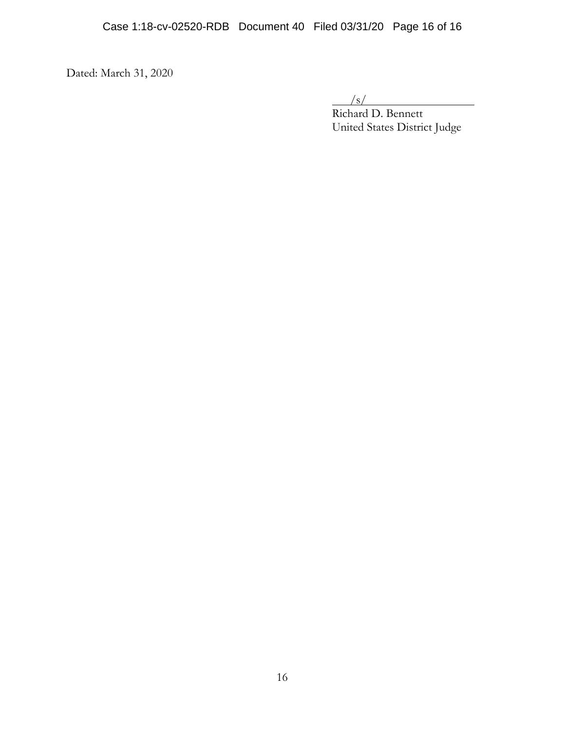Dated: March 31, 2020

/s/

Richard D. Bennett
United States District Judge